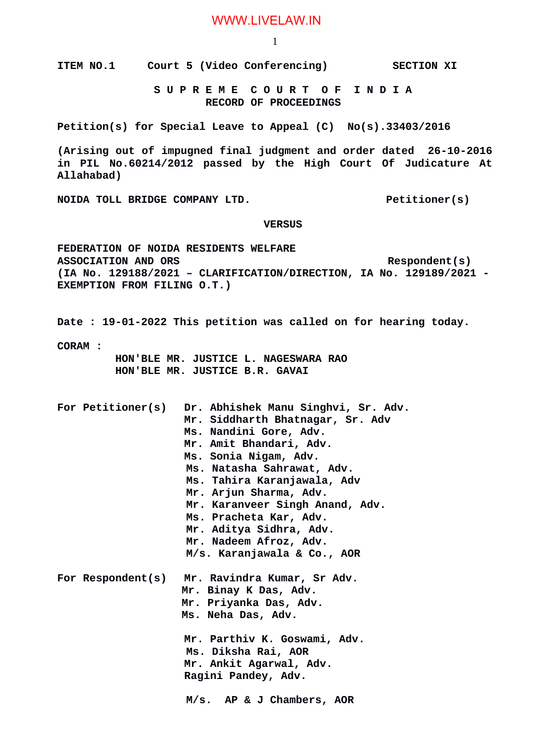**ITEM NO.1 Court 5 (Video Conferencing) SECTION XI**

**S U P R E M E C O U R T O F I N D I A**
**RECORD OF PROCEEDINGS**

**Petition(s) for Special Leave to Appeal (C) No(s).33403/2016**

**(Arising out of impugned final judgment and order dated 26-10-2016 in PIL No.60214/2012 passed by the High Court Of Judicature At Allahabad)**

**NOIDA TOLL BRIDGE COMPANY LTD.** **Petitioner(s)**

**VERSUS**

**FEDERATION OF NOIDA RESIDENTS WELFARE ASSOCIATION AND ORS** **Respondent(s)**
**(IA No. 129188/2021 – CLARIFICATION/DIRECTION, IA No. 129189/2021 - EXEMPTION FROM FILING O.T.)**

**Date : 19-01-2022 This petition was called on for hearing today.**

**CORAM :**
**HON'BLE MR. JUSTICE L. NAGESWARA RAO**
**HON'BLE MR. JUSTICE B.R. GAVAI**

**For Petitioner(s)**
**Dr. Abhishek Manu Singhvi, Sr. Adv.**
**Mr. Siddharth Bhatnagar, Sr. Adv**
**Ms. Nandini Gore, Adv.**
**Mr. Amit Bhandari, Adv.**
**Ms. Sonia Nigam, Adv.**
**Ms. Natasha Sahrawat, Adv.**
**Ms. Tahira Karanjawala, Adv**
**Mr. Arjun Sharma, Adv.**
**Mr. Karanveer Singh Anand, Adv.**
**Ms. Pracheta Kar, Adv.**
**Mr. Aditya Sidhra, Adv.**
**Mr. Nadeem Afroz, Adv.**
**M/s. Karanjawala & Co., AOR**

**For Respondent(s)**
**Mr. Ravindra Kumar, Sr Adv.**
**Mr. Binay K Das, Adv.**
**Mr. Priyanka Das, Adv.**
**Ms. Neha Das, Adv.**

**Mr. Parthiv K. Goswami, Adv.**
**Ms. Diksha Rai, AOR**
**Mr. Ankit Agarwal, Adv.**
**Ragini Pandey, Adv.**

**M/s. AP & J Chambers, AOR**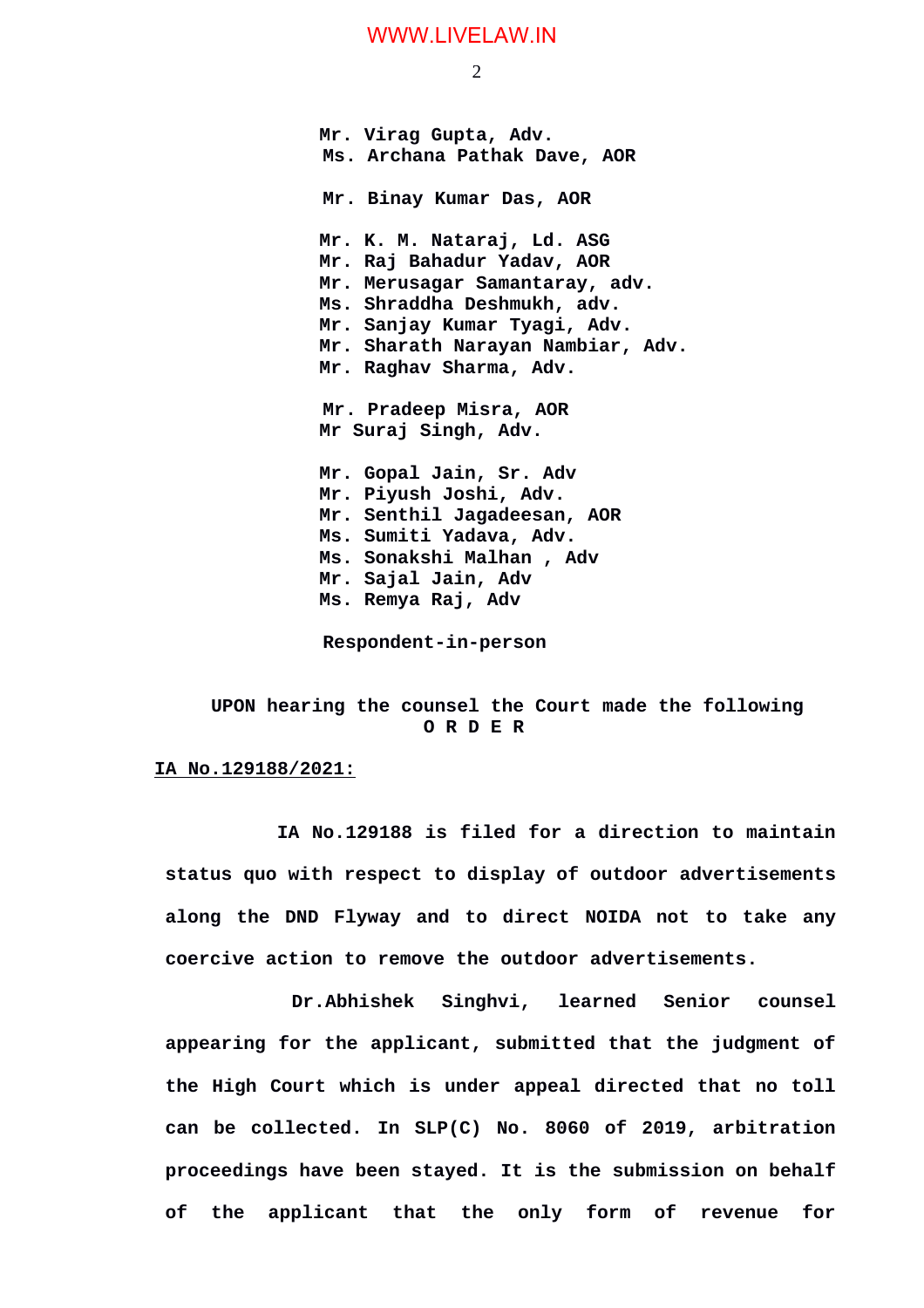Mr. Virag Gupta, Adv.
Ms. Archana Pathak Dave, AOR

Mr. Binay Kumar Das, AOR

Mr. K. M. Nataraj, Ld. ASG
Mr. Raj Bahadur Yadav, AOR
Mr. Merusagar Samantaray, adv.
Ms. Shraddha Deshmukh, adv.
Mr. Sanjay Kumar Tyagi, Adv.
Mr. Sharath Narayan Nambiar, Adv.
Mr. Raghav Sharma, Adv.

Mr. Pradeep Misra, AOR
Mr Suraj Singh, Adv.

Mr. Gopal Jain, Sr. Adv
Mr. Piyush Joshi, Adv.
Mr. Senthil Jagadeesan, AOR
Ms. Sumiti Yadava, Adv.
Ms. Sonakshi Malhan , Adv
Mr. Sajal Jain, Adv
Ms. Remya Raj, Adv

Respondent-in-person

**UPON hearing the counsel the Court made the following**

**O R D E R**

**IA No.129188/2021:**

IA No.129188 is filed for a direction to maintain status quo with respect to display of outdoor advertisements along the DND Flyway and to direct NOIDA not to take any coercive action to remove the outdoor advertisements.

Dr.Abhishek Singhvi, learned Senior counsel appearing for the applicant, submitted that the judgment of the High Court which is under appeal directed that no toll can be collected. In SLP(C) No. 8060 of 2019, arbitration proceedings have been stayed. It is the submission on behalf of the applicant that the only form of revenue for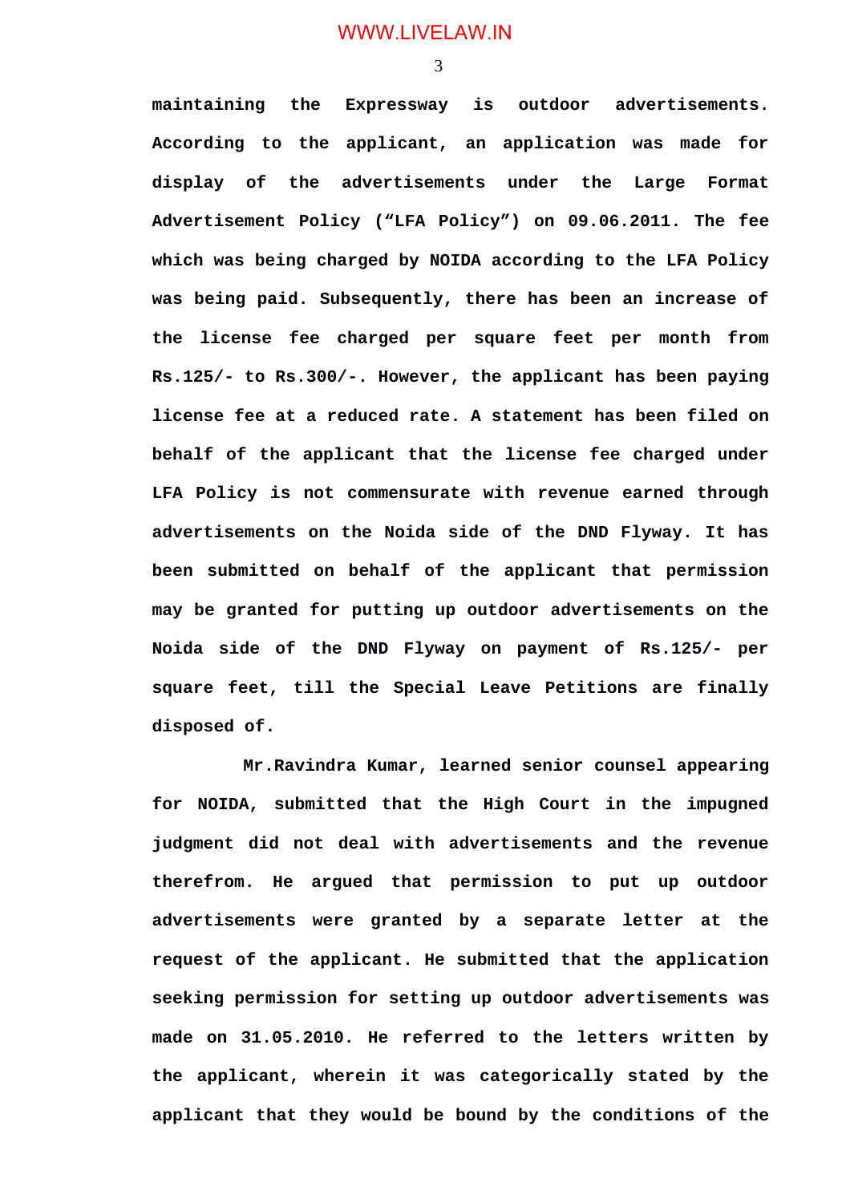**maintaining the Expressway is outdoor advertisements. According to the applicant, an application was made for display of the advertisements under the Large Format Advertisement Policy ("LFA Policy") on 09.06.2011. The fee which was being charged by NOIDA according to the LFA Policy was being paid. Subsequently, there has been an increase of the license fee charged per square feet per month from Rs.125/- to Rs.300/-. However, the applicant has been paying license fee at a reduced rate. A statement has been filed on behalf of the applicant that the license fee charged under LFA Policy is not commensurate with revenue earned through advertisements on the Noida side of the DND Flyway. It has been submitted on behalf of the applicant that permission may be granted for putting up outdoor advertisements on the Noida side of the DND Flyway on payment of Rs.125/- per square feet, till the Special Leave Petitions are finally disposed of.**

**Mr.Ravindra Kumar, learned senior counsel appearing for NOIDA, submitted that the High Court in the impugned judgment did not deal with advertisements and the revenue therefrom. He argued that permission to put up outdoor advertisements were granted by a separate letter at the request of the applicant. He submitted that the application seeking permission for setting up outdoor advertisements was made on 31.05.2010. He referred to the letters written by the applicant, wherein it was categorically stated by the applicant that they would be bound by the conditions of the**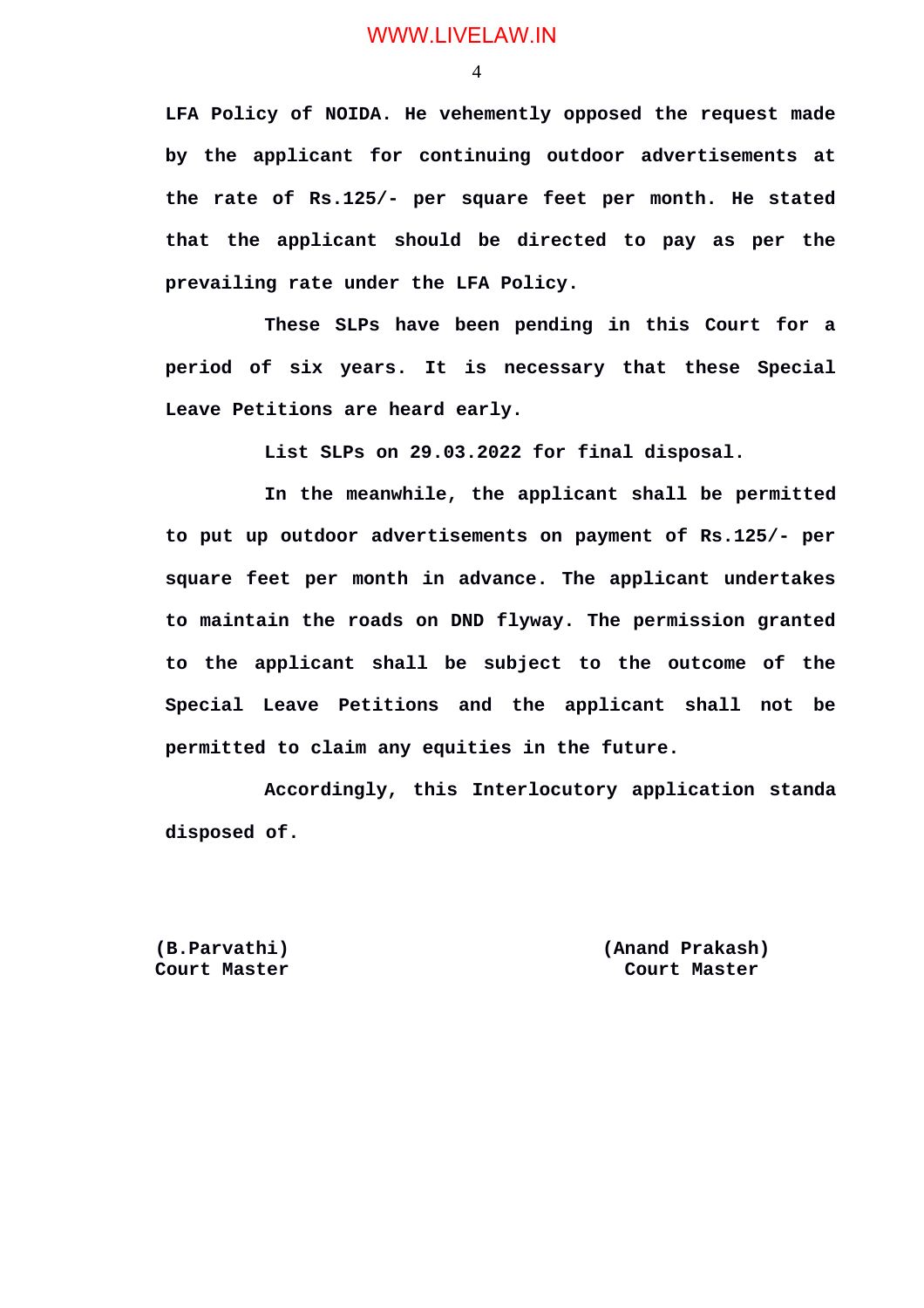**LFA Policy of NOIDA. He vehemently opposed the request made by the applicant for continuing outdoor advertisements at the rate of Rs.125/- per square feet per month. He stated that the applicant should be directed to pay as per the prevailing rate under the LFA Policy.**

**These SLPs have been pending in this Court for a period of six years. It is necessary that these Special Leave Petitions are heard early.**

**List SLPs on 29.03.2022 for final disposal.**

**In the meanwhile, the applicant shall be permitted to put up outdoor advertisements on payment of Rs.125/- per square feet per month in advance. The applicant undertakes to maintain the roads on DND flyway. The permission granted to the applicant shall be subject to the outcome of the Special Leave Petitions and the applicant shall not be permitted to claim any equities in the future.**

**Accordingly, this Interlocutory application standa disposed of.**

| | |
|---|---|
| **(B.Parvathi)** | **(Anand Prakash)** |
| **Court Master** | **Court Master** |